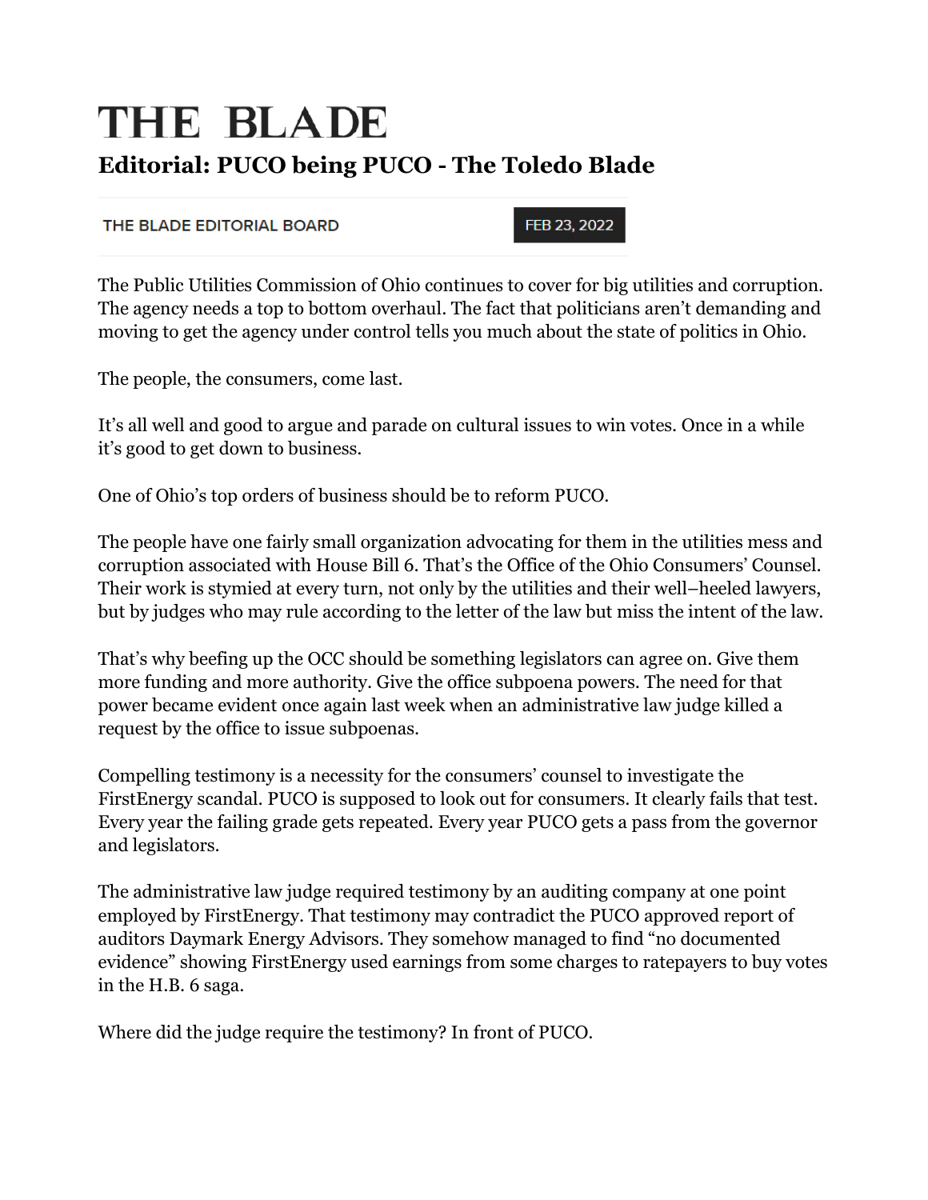# THE BLADE

## Editorial: PUCO being PUCO - The Toledo Blade

THE BLADE EDITORIAL BOARD

FEB 23, 2022

The Public Utilities Commission of Ohio continues to cover for big utilities and corruption. The agency needs a top to bottom overhaul. The fact that politicians aren't demanding and moving to get the agency under control tells you much about the state of politics in Ohio.

The people, the consumers, come last.

It's all well and good to argue and parade on cultural issues to win votes. Once in a while it's good to get down to business.

One of Ohio's top orders of business should be to reform PUCO.

The people have one fairly small organization advocating for them in the utilities mess and corruption associated with House Bill 6. That's the Office of the Ohio Consumers' Counsel. Their work is stymied at every turn, not only by the utilities and their well–heeled lawyers, but by judges who may rule according to the letter of the law but miss the intent of the law.

That's why beefing up the OCC should be something legislators can agree on. Give them more funding and more authority. Give the office subpoena powers. The need for that power became evident once again last week when an administrative law judge killed a request by the office to issue subpoenas.

Compelling testimony is a necessity for the consumers' counsel to investigate the FirstEnergy scandal. PUCO is supposed to look out for consumers. It clearly fails that test. Every year the failing grade gets repeated. Every year PUCO gets a pass from the governor and legislators.

The administrative law judge required testimony by an auditing company at one point employed by FirstEnergy. That testimony may contradict the PUCO approved report of auditors Daymark Energy Advisors. They somehow managed to find "no documented evidence" showing FirstEnergy used earnings from some charges to ratepayers to buy votes in the H.B. 6 saga.

Where did the judge require the testimony? In front of PUCO.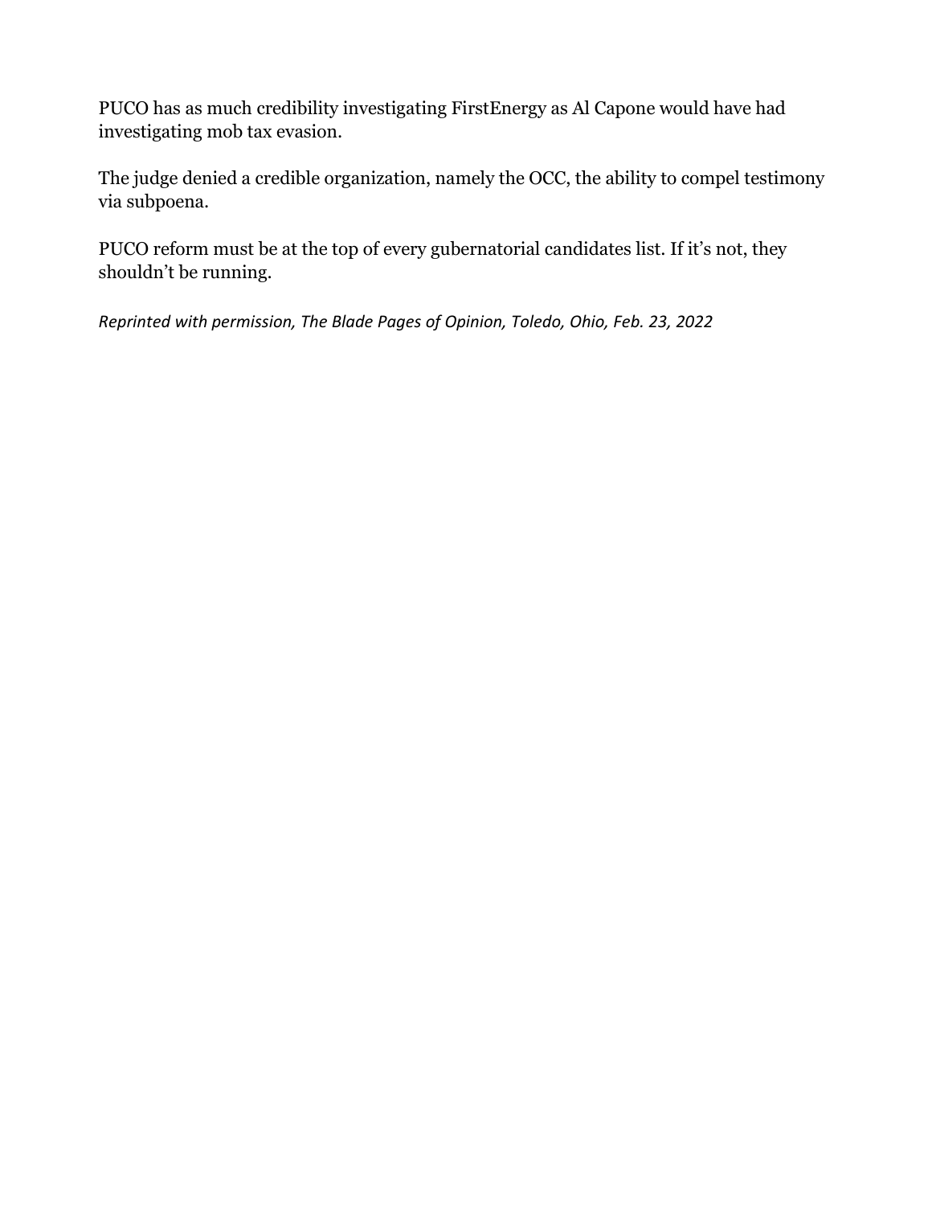PUCO has as much credibility investigating FirstEnergy as Al Capone would have had investigating mob tax evasion.

The judge denied a credible organization, namely the OCC, the ability to compel testimony via subpoena.

PUCO reform must be at the top of every gubernatorial candidates list. If it's not, they shouldn't be running.

*Reprinted with permission, The Blade Pages of Opinion, Toledo, Ohio, Feb. 23, 2022*